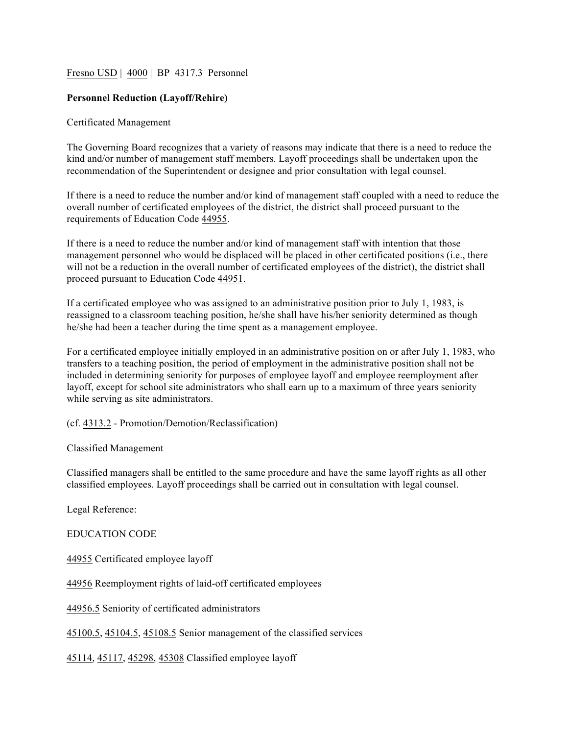Fresno USD | 4000 | BP 4317.3 Personnel

**Personnel Reduction (Layoff/Rehire)**

Certificated Management

The Governing Board recognizes that a variety of reasons may indicate that there is a need to reduce the kind and/or number of management staff members. Layoff proceedings shall be undertaken upon the recommendation of the Superintendent or designee and prior consultation with legal counsel.

If there is a need to reduce the number and/or kind of management staff coupled with a need to reduce the overall number of certificated employees of the district, the district shall proceed pursuant to the requirements of Education Code 44955.

If there is a need to reduce the number and/or kind of management staff with intention that those management personnel who would be displaced will be placed in other certificated positions (i.e., there will not be a reduction in the overall number of certificated employees of the district), the district shall proceed pursuant to Education Code 44951.

If a certificated employee who was assigned to an administrative position prior to July 1, 1983, is reassigned to a classroom teaching position, he/she shall have his/her seniority determined as though he/she had been a teacher during the time spent as a management employee.

For a certificated employee initially employed in an administrative position on or after July 1, 1983, who transfers to a teaching position, the period of employment in the administrative position shall not be included in determining seniority for purposes of employee layoff and employee reemployment after layoff, except for school site administrators who shall earn up to a maximum of three years seniority while serving as site administrators.

(cf. 4313.2 - Promotion/Demotion/Reclassification)

Classified Management

Classified managers shall be entitled to the same procedure and have the same layoff rights as all other classified employees. Layoff proceedings shall be carried out in consultation with legal counsel.

Legal Reference:

EDUCATION CODE

44955 Certificated employee layoff

44956 Reemployment rights of laid-off certificated employees

44956.5 Seniority of certificated administrators

45100.5, 45104.5, 45108.5 Senior management of the classified services

45114, 45117, 45298, 45308 Classified employee layoff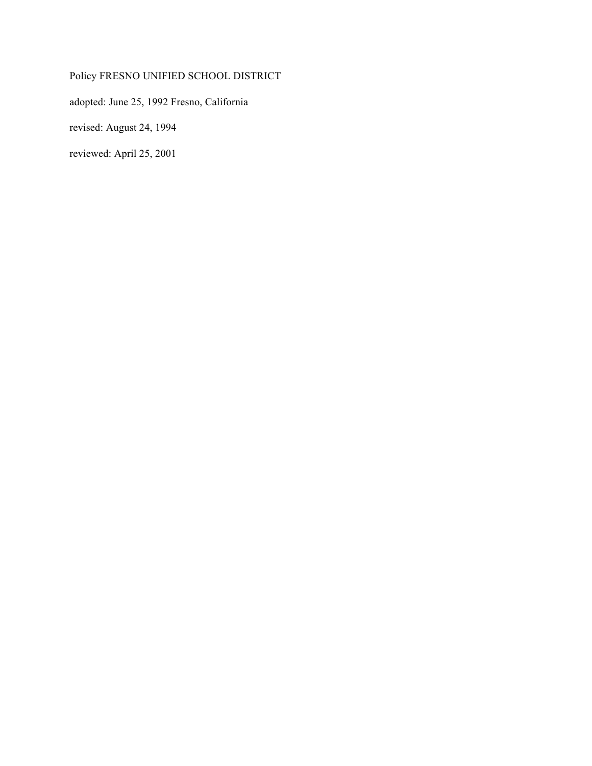Policy FRESNO UNIFIED SCHOOL DISTRICT

adopted: June 25, 1992 Fresno, California

revised: August 24, 1994

reviewed: April 25, 2001